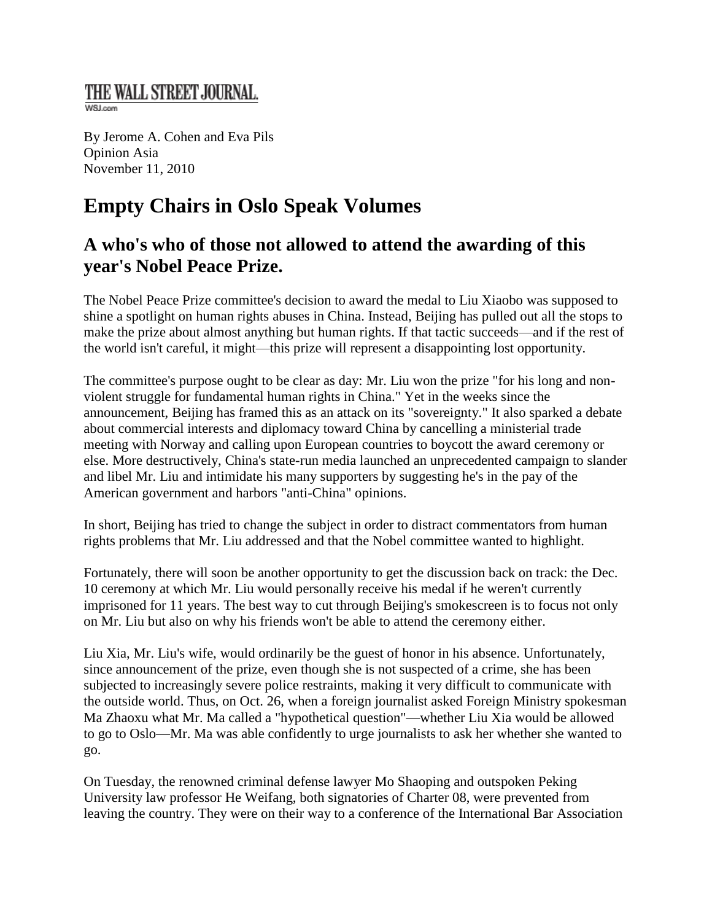THE WALL STREET JOURNAL.
WSJ.com

By Jerome A. Cohen and Eva Pils
Opinion Asia
November 11, 2010

# Empty Chairs in Oslo Speak Volumes

## A who's who of those not allowed to attend the awarding of this year's Nobel Peace Prize.

The Nobel Peace Prize committee's decision to award the medal to Liu Xiaobo was supposed to shine a spotlight on human rights abuses in China. Instead, Beijing has pulled out all the stops to make the prize about almost anything but human rights. If that tactic succeeds—and if the rest of the world isn't careful, it might—this prize will represent a disappointing lost opportunity.

The committee's purpose ought to be clear as day: Mr. Liu won the prize "for his long and non-violent struggle for fundamental human rights in China." Yet in the weeks since the announcement, Beijing has framed this as an attack on its "sovereignty." It also sparked a debate about commercial interests and diplomacy toward China by cancelling a ministerial trade meeting with Norway and calling upon European countries to boycott the award ceremony or else. More destructively, China's state-run media launched an unprecedented campaign to slander and libel Mr. Liu and intimidate his many supporters by suggesting he's in the pay of the American government and harbors "anti-China" opinions.

In short, Beijing has tried to change the subject in order to distract commentators from human rights problems that Mr. Liu addressed and that the Nobel committee wanted to highlight.

Fortunately, there will soon be another opportunity to get the discussion back on track: the Dec. 10 ceremony at which Mr. Liu would personally receive his medal if he weren't currently imprisoned for 11 years. The best way to cut through Beijing's smokescreen is to focus not only on Mr. Liu but also on why his friends won't be able to attend the ceremony either.

Liu Xia, Mr. Liu's wife, would ordinarily be the guest of honor in his absence. Unfortunately, since announcement of the prize, even though she is not suspected of a crime, she has been subjected to increasingly severe police restraints, making it very difficult to communicate with the outside world. Thus, on Oct. 26, when a foreign journalist asked Foreign Ministry spokesman Ma Zhaoxu what Mr. Ma called a "hypothetical question"—whether Liu Xia would be allowed to go to Oslo—Mr. Ma was able confidently to urge journalists to ask her whether she wanted to go.

On Tuesday, the renowned criminal defense lawyer Mo Shaoping and outspoken Peking University law professor He Weifang, both signatories of Charter 08, were prevented from leaving the country. They were on their way to a conference of the International Bar Association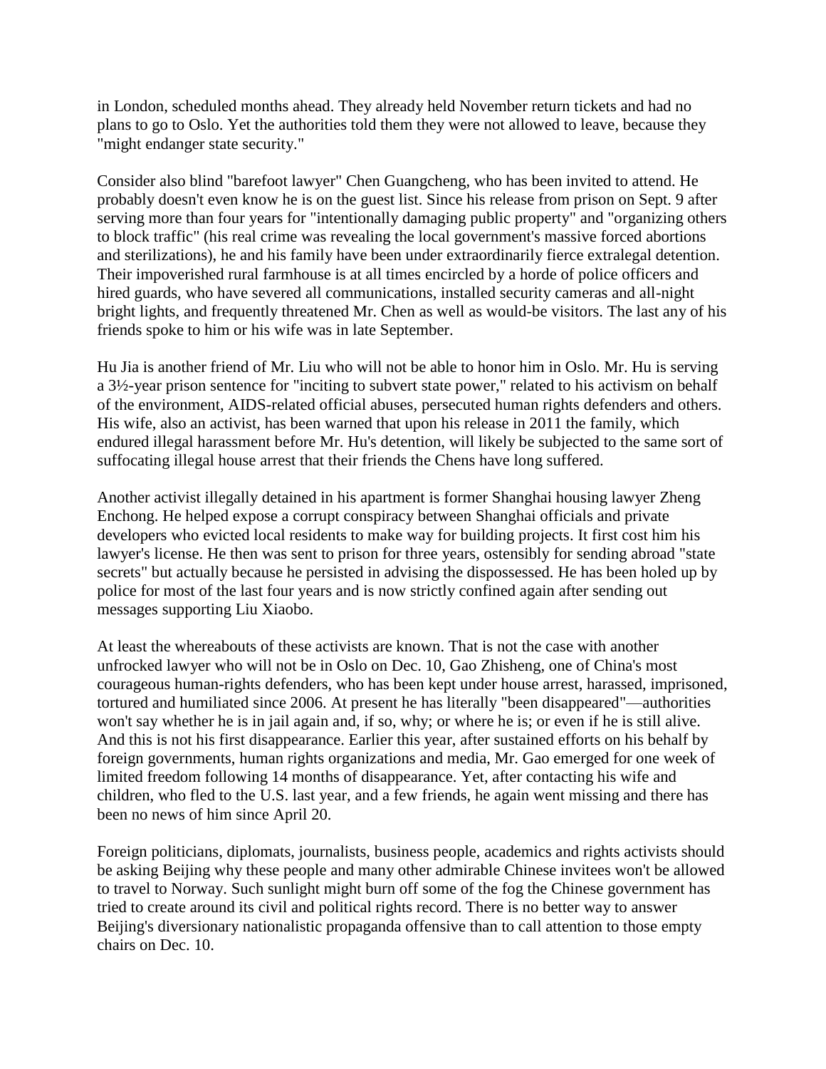in London, scheduled months ahead. They already held November return tickets and had no plans to go to Oslo. Yet the authorities told them they were not allowed to leave, because they "might endanger state security."

Consider also blind "barefoot lawyer" Chen Guangcheng, who has been invited to attend. He probably doesn't even know he is on the guest list. Since his release from prison on Sept. 9 after serving more than four years for "intentionally damaging public property" and "organizing others to block traffic" (his real crime was revealing the local government's massive forced abortions and sterilizations), he and his family have been under extraordinarily fierce extralegal detention. Their impoverished rural farmhouse is at all times encircled by a horde of police officers and hired guards, who have severed all communications, installed security cameras and all-night bright lights, and frequently threatened Mr. Chen as well as would-be visitors. The last any of his friends spoke to him or his wife was in late September.

Hu Jia is another friend of Mr. Liu who will not be able to honor him in Oslo. Mr. Hu is serving a 3½-year prison sentence for "inciting to subvert state power," related to his activism on behalf of the environment, AIDS-related official abuses, persecuted human rights defenders and others. His wife, also an activist, has been warned that upon his release in 2011 the family, which endured illegal harassment before Mr. Hu's detention, will likely be subjected to the same sort of suffocating illegal house arrest that their friends the Chens have long suffered.

Another activist illegally detained in his apartment is former Shanghai housing lawyer Zheng Enchong. He helped expose a corrupt conspiracy between Shanghai officials and private developers who evicted local residents to make way for building projects. It first cost him his lawyer's license. He then was sent to prison for three years, ostensibly for sending abroad "state secrets" but actually because he persisted in advising the dispossessed. He has been holed up by police for most of the last four years and is now strictly confined again after sending out messages supporting Liu Xiaobo.

At least the whereabouts of these activists are known. That is not the case with another unfrocked lawyer who will not be in Oslo on Dec. 10, Gao Zhisheng, one of China's most courageous human-rights defenders, who has been kept under house arrest, harassed, imprisoned, tortured and humiliated since 2006. At present he has literally "been disappeared"—authorities won't say whether he is in jail again and, if so, why; or where he is; or even if he is still alive. And this is not his first disappearance. Earlier this year, after sustained efforts on his behalf by foreign governments, human rights organizations and media, Mr. Gao emerged for one week of limited freedom following 14 months of disappearance. Yet, after contacting his wife and children, who fled to the U.S. last year, and a few friends, he again went missing and there has been no news of him since April 20.

Foreign politicians, diplomats, journalists, business people, academics and rights activists should be asking Beijing why these people and many other admirable Chinese invitees won't be allowed to travel to Norway. Such sunlight might burn off some of the fog the Chinese government has tried to create around its civil and political rights record. There is no better way to answer Beijing's diversionary nationalistic propaganda offensive than to call attention to those empty chairs on Dec. 10.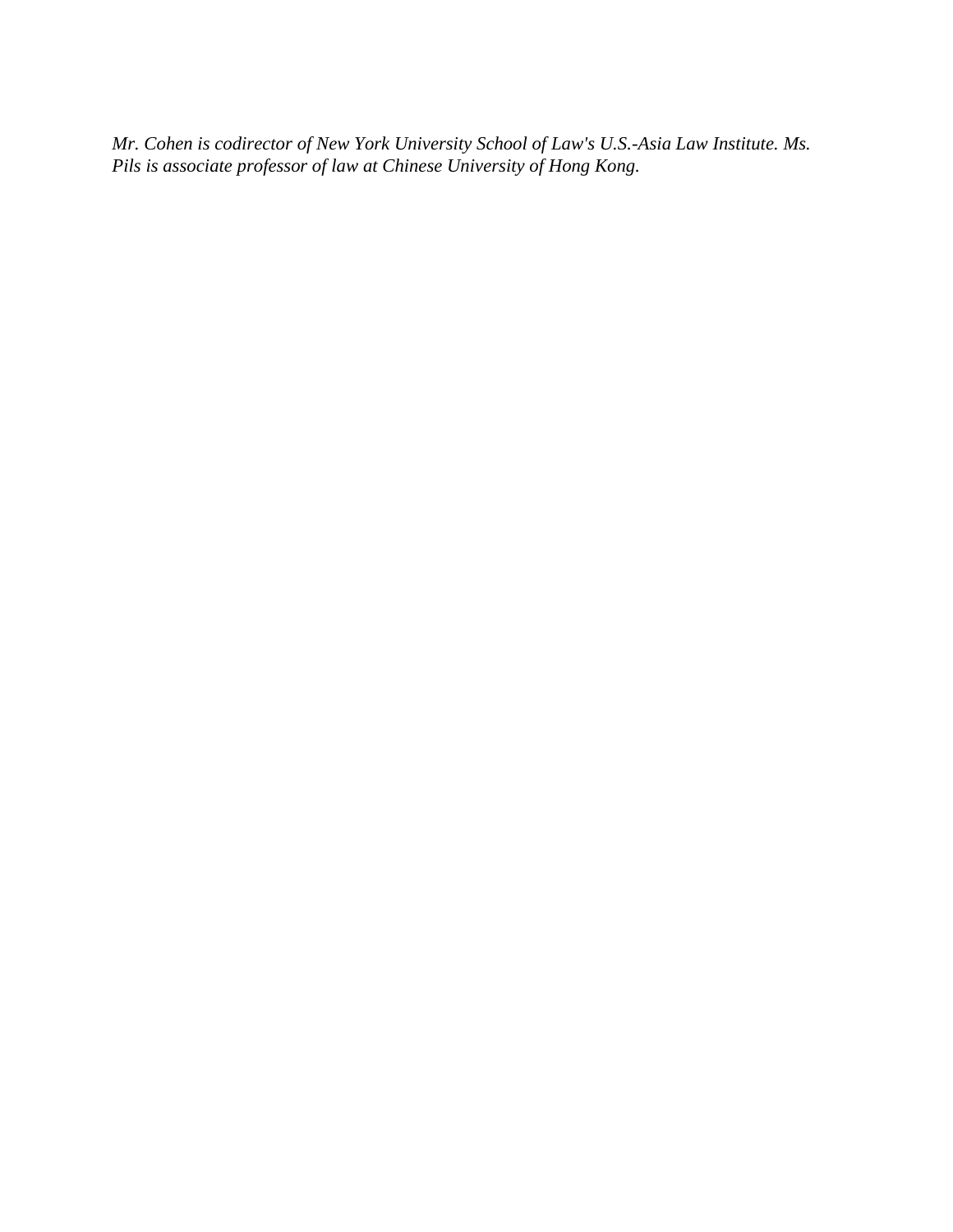*Mr. Cohen is codirector of New York University School of Law's U.S.-Asia Law Institute. Ms. Pils is associate professor of law at Chinese University of Hong Kong.*